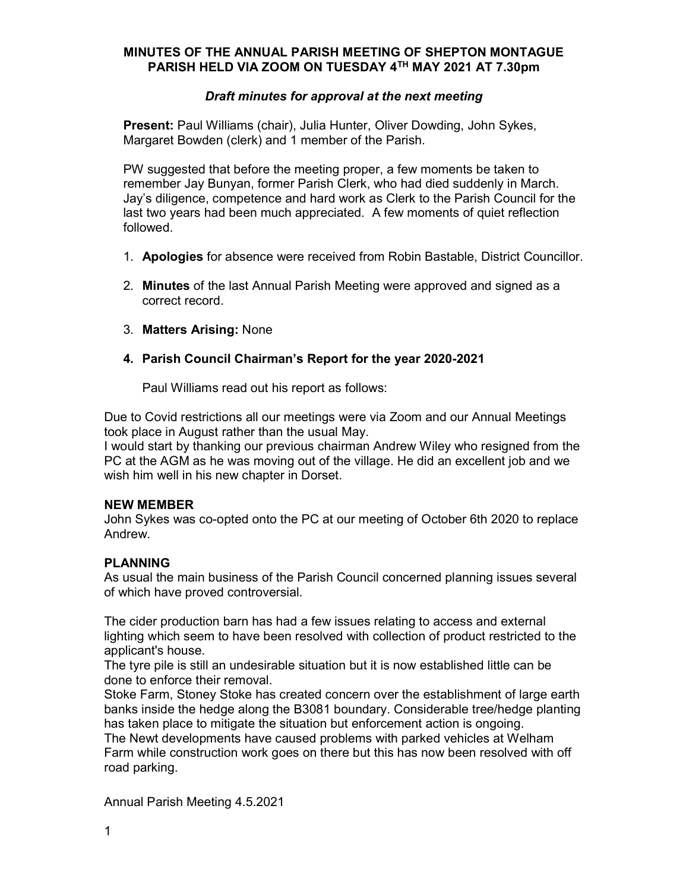**MINUTES OF THE ANNUAL PARISH MEETING OF SHEPTON MONTAGUE PARISH HELD VIA ZOOM ON TUESDAY 4TH MAY 2021 AT 7.30pm**

***Draft minutes for approval at the next meeting***

**Present:** Paul Williams (chair), Julia Hunter, Oliver Dowding, John Sykes, Margaret Bowden (clerk) and 1 member of the Parish.

PW suggested that before the meeting proper, a few moments be taken to remember Jay Bunyan, former Parish Clerk, who had died suddenly in March. Jay's diligence, competence and hard work as Clerk to the Parish Council for the last two years had been much appreciated. A few moments of quiet reflection followed.

1. **Apologies** for absence were received from Robin Bastable, District Councillor.

2. **Minutes** of the last Annual Parish Meeting were approved and signed as a correct record.

3. **Matters Arising:** None

4. **Parish Council Chairman's Report for the year 2020-2021**

   Paul Williams read out his report as follows:

Due to Covid restrictions all our meetings were via Zoom and our Annual Meetings took place in August rather than the usual May.
I would start by thanking our previous chairman Andrew Wiley who resigned from the PC at the AGM as he was moving out of the village. He did an excellent job and we wish him well in his new chapter in Dorset.

**NEW MEMBER**
John Sykes was co-opted onto the PC at our meeting of October 6th 2020 to replace Andrew.

**PLANNING**
As usual the main business of the Parish Council concerned planning issues several of which have proved controversial.

The cider production barn has had a few issues relating to access and external lighting which seem to have been resolved with collection of product restricted to the applicant's house.
The tyre pile is still an undesirable situation but it is now established little can be done to enforce their removal.
Stoke Farm, Stoney Stoke has created concern over the establishment of large earth banks inside the hedge along the B3081 boundary. Considerable tree/hedge planting has taken place to mitigate the situation but enforcement action is ongoing.
The Newt developments have caused problems with parked vehicles at Welham Farm while construction work goes on there but this has now been resolved with off road parking.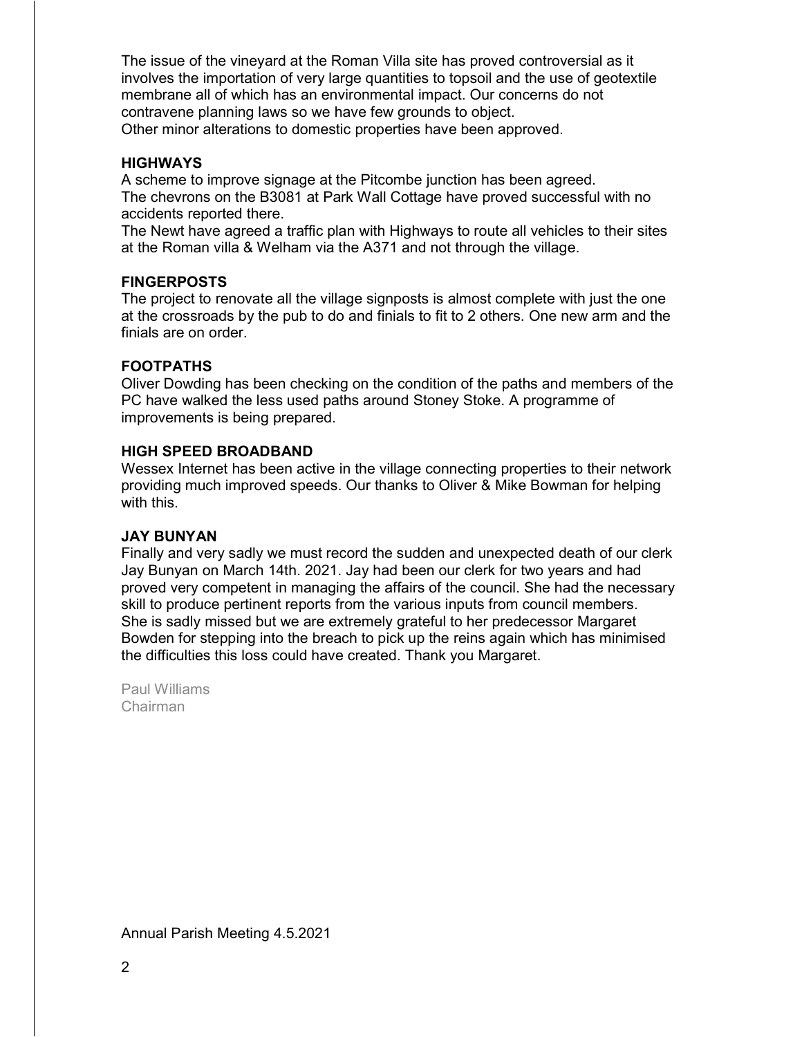The issue of the vineyard at the Roman Villa site has proved controversial as it involves the importation of very large quantities to topsoil and the use of geotextile membrane all of which has an environmental impact. Our concerns do not contravene planning laws so we have few grounds to object.
Other minor alterations to domestic properties have been approved.

**HIGHWAYS**

A scheme to improve signage at the Pitcombe junction has been agreed.
The chevrons on the B3081 at Park Wall Cottage have proved successful with no accidents reported there.
The Newt have agreed a traffic plan with Highways to route all vehicles to their sites at the Roman villa & Welham via the A371 and not through the village.

**FINGERPOSTS**

The project to renovate all the village signposts is almost complete with just the one at the crossroads by the pub to do and finials to fit to 2 others. One new arm and the finials are on order.

**FOOTPATHS**

Oliver Dowding has been checking on the condition of the paths and members of the PC have walked the less used paths around Stoney Stoke. A programme of improvements is being prepared.

**HIGH SPEED BROADBAND**

Wessex Internet has been active in the village connecting properties to their network providing much improved speeds. Our thanks to Oliver & Mike Bowman for helping with this.

**JAY BUNYAN**

Finally and very sadly we must record the sudden and unexpected death of our clerk Jay Bunyan on March 14th. 2021. Jay had been our clerk for two years and had proved very competent in managing the affairs of the council. She had the necessary skill to produce pertinent reports from the various inputs from council members. She is sadly missed but we are extremely grateful to her predecessor Margaret Bowden for stepping into the breach to pick up the reins again which has minimised the difficulties this loss could have created. Thank you Margaret.

Paul Williams
Chairman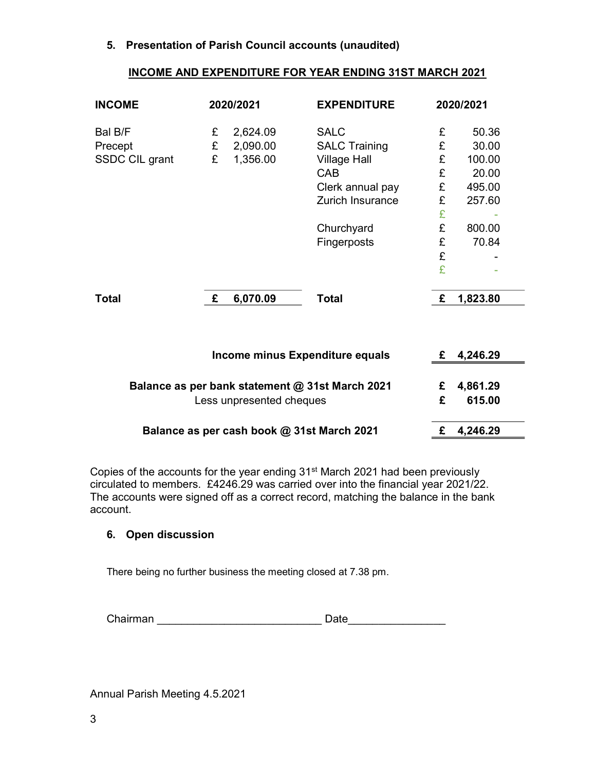### 5. Presentation of Parish Council accounts (unaudited)

**INCOME AND EXPENDITURE FOR YEAR ENDING 31ST MARCH 2021**

| INCOME | 2020/2021 | EXPENDITURE | 2020/2021 |
|---|---|---|---|
| Bal B/F | £ 2,624.09 | SALC | £ 50.36 |
| Precept | £ 2,090.00 | SALC Training | £ 30.00 |
| SSDC CIL grant | £ 1,356.00 | Village Hall | £ 100.00 |
| | | CAB | £ 20.00 |
| | | Clerk annual pay | £ 495.00 |
| | | Zurich Insurance | £ 257.60 |
| | | | £ - |
| | | Churchyard | £ 800.00 |
| | | Fingerposts | £ 70.84 |
| | | | £ - |
| | | | £ - |
| **Total** | **£ 6,070.09** | **Total** | **£ 1,823.80** |

| | |
|---|---|
| **Income minus Expenditure equals** | **£ 4,246.29** |
| **Balance as per bank statement @ 31st March 2021** | **£ 4,861.29** |
| Less unpresented cheques | **£ 615.00** |
| **Balance as per cash book @ 31st March 2021** | **£ 4,246.29** |

Copies of the accounts for the year ending 31st March 2021 had been previously circulated to members. £4246.29 was carried over into the financial year 2021/22. The accounts were signed off as a correct record, matching the balance in the bank account.

### 6. Open discussion

There being no further business the meeting closed at 7.38 pm.

Chairman ___________________________ Date________________

Annual Parish Meeting 4.5.2021